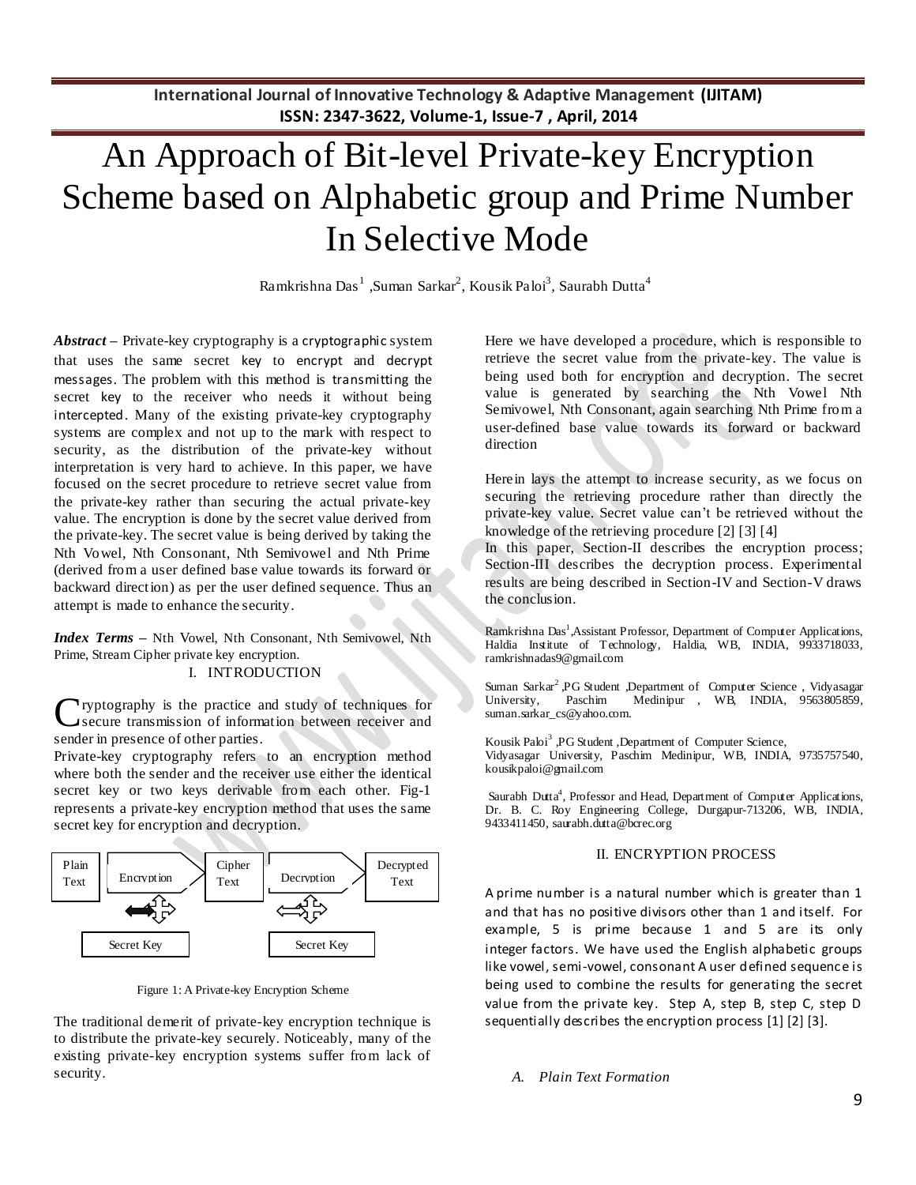# An Approach of Bit-level Private-key Encryption Scheme based on Alphabetic group and Prime Number In Selective Mode

Ramkrishna Das[1] ,Suman Sarkar[2], Kousik Paloi[3], Saurabh Dutta[4]

***Abstract*** – Private-key cryptography is a cryptographic system that uses the same secret key to encrypt and decrypt messages. The problem with this method is transmitting the secret key to the receiver who needs it without being intercepted. Many of the existing private-key cryptography systems are complex and not up to the mark with respect to security, as the distribution of the private-key without interpretation is very hard to achieve. In this paper, we have focused on the secret procedure to retrieve secret value from the private-key rather than securing the actual private-key value. The encryption is done by the secret value derived from the private-key. The secret value is being derived by taking the Nth Vowel, Nth Consonant, Nth Semivowel and Nth Prime (derived from a user defined base value towards its forward or backward direction) as per the user defined sequence. Thus an attempt is made to enhance the security.

***Index Terms*** – Nth Vowel, Nth Consonant, Nth Semivowel, Nth Prime, Stream Cipher private key encryption.

## I. INTRODUCTION

Cryptography is the practice and study of techniques for secure transmission of information between receiver and sender in presence of other parties.

Private-key cryptography refers to an encryption method where both the sender and the receiver use either the identical secret key or two keys derivable from each other. Fig-1 represents a private-key encryption method that uses the same secret key for encryption and decryption.

| Plain Text | Encryption | Cipher Text | Decryption | Decrypted Text |
|---|---|---|---|---|
| | Secret Key | | Secret Key | |

Figure 1: A Private-key Encryption Scheme

The traditional demerit of private-key encryption technique is to distribute the private-key securely. Noticeably, many of the existing private-key encryption systems suffer from lack of security.

Here we have developed a procedure, which is responsible to retrieve the secret value from the private-key. The value is being used both for encryption and decryption. The secret value is generated by searching the Nth Vowel Nth Semivowel, Nth Consonant, again searching Nth Prime from a user-defined base value towards its forward or backward direction

Herein lays the attempt to increase security, as we focus on securing the retrieving procedure rather than directly the private-key value. Secret value can't be retrieved without the knowledge of the retrieving procedure [2] [3] [4]

In this paper, Section-II describes the encryption process; Section-III describes the decryption process. Experimental results are being described in Section-IV and Section-V draws the conclusion.

Ramkrishna Das[1],Assistant Professor, Department of Computer Applications, Haldia Institute of Technology, Haldia, WB, INDIA, 9933718033, ramkrishnadas9@gmail.com

Suman Sarkar[2] ,PG Student ,Department of Computer Science , Vidyasagar University, Paschim Medinipur , WB, INDIA, 9563805859, suman.sarkar_cs@yahoo.com.

Kousik Paloi[3] ,PG Student ,Department of Computer Science, Vidyasagar University, Paschim Medinipur, WB, INDIA, 9735757540, kousikpaloi@gmail.com

Saurabh Dutta[4], Professor and Head, Department of Computer Applications, Dr. B. C. Roy Engineering College, Durgapur-713206, WB, INDIA, 9433411450, saurabh.dutta@bcrec.org

## II. ENCRYPTION PROCESS

A prime number is a natural number which is greater than 1 and that has no positive divisors other than 1 and itself. For example, 5 is prime because 1 and 5 are its only integer factors. We have used the English alphabetic groups like vowel, semi-vowel, consonant A user defined sequence is being used to combine the results for generating the secret value from the private key. Step A, step B, step C, step D sequentially describes the encryption process [1] [2] [3].

### *A. Plain Text Formation*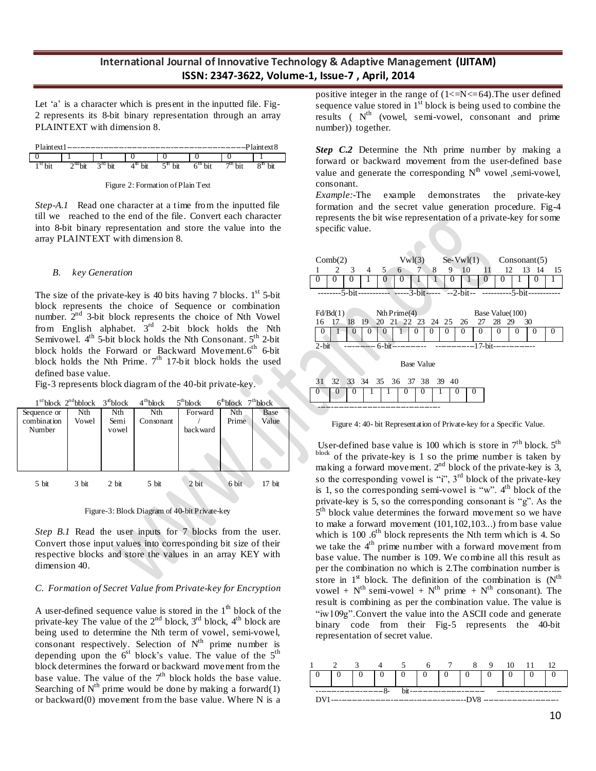Let 'a' is a character which is present in the inputted file. Fig-2 represents its 8-bit binary representation through an array PLAINTEXT with dimension 8.

Plaintext1------------------------------------------------------Plaintext8

| 0 | 1 | 1 | 0 | 0 | 0 | 0 | 1 |
|---|---|---|---|---|---|---|---|
| 1st bit | 2nd bit | 3rd bit | 4th bit | 5th bit | 6th bit | 7th bit | 8th bit |

Figure 2: Formation of Plain Text

*Step-A.1* Read one character at a time from the inputted file till we reached to the end of the file. Convert each character into 8-bit binary representation and store the value into the array PLAINTEXT with dimension 8.

### *B. key Generation*

The size of the private-key is 40 bits having 7 blocks. 1st 5-bit block represents the choice of Sequence or combination number. 2nd 3-bit block represents the choice of Nth Vowel from English alphabet. 3rd 2-bit block holds the Nth Semivowel. 4th 5-bit block holds the Nth Consonant. 5th 2-bit block holds the Forward or Backward Movement. 6th 6-bit block holds the Nth Prime. 7th 17-bit block holds the used defined base value.

Fig-3 represents block diagram of the 40-bit private-key.

| 1st block | 2nd block | 3rd block | 4th block | 5th block | 6th block | 7th block |
|---|---|---|---|---|---|---|
| Sequence or combination Number | Nth Vowel | Nth Semi vowel | Nth Consonant | Forward / backward | Nth Prime | Base Value |
| 5 bit | 3 bit | 2 bit | 5 bit | 2 bit | 6 bit | 17 bit |

Figure-3: Block Diagram of 40-bit Private-key

*Step B.1* Read the user inputs for 7 blocks from the user. Convert those input values into corresponding bit size of their respective blocks and store the values in an array KEY with dimension 40.

### *C. Formation of Secret Value from Private-key for Encryption*

A user-defined sequence value is stored in the 1th block of the private-key The value of the 2nd block, 3rd block, 4th block are being used to determine the Nth term of vowel, semi-vowel, consonant respectively. Selection of Nth prime number is depending upon the 6st block's value. The value of the 5th block determines the forward or backward movement from the base value. The value of the 7th block holds the base value. Searching of Nth prime would be done by making a forward(1) or backward(0) movement from the base value. Where N is a positive integer in the range of (1<=N<=64).The user defined sequence value stored in 1st block is being used to combine the results ( Nth (vowel, semi-vowel, consonant and prime number)) together.

***Step C.2*** Determine the Nth prime number by making a forward or backward movement from the user-defined base value and generate the corresponding Nth vowel ,semi-vowel, consonant.

*Example:-*The example demonstrates the private-key formation and the secret value generation procedure. Fig-4 represents the bit wise representation of a private-key for some specific value.

Comb(2) | Vwl(3) | Se-Vwl(1) | Consonant(5)

| 1 | 2 | 3 | 4 | 5 | 6 | 7 | 8 | 9 | 10 | 11 | 12 | 13 | 14 | 15 |
|---|---|---|---|---|---|---|---|---|---|---|---|---|---|---|
| 0 | 0 | 0 | 1 | 0 | 0 | 1 | 1 | 0 | 1 | 0 | 0 | 1 | 0 | 1 |

--------5-bit---------- -----3-bit----- --2-bit-- ----------5-bit-----------

Fd/Bd(1) | Nth Prime(4) | Base Value(100)

| 16 | 17 | 18 | 19 | 20 | 21 | 22 | 23 | 24 | 25 | 26 | 27 | 28 | 29 | 30 |
|---|---|---|---|---|---|---|---|---|---|---|---|---|---|---|
| 0 | 1 | 0 | 0 | 0 | 1 | 0 | 0 | 0 | 0 | 0 | 0 | 0 | 0 | 0 |

2-bit ---------- 6-bit---------- -----------17-bit------------

Base Value

| 31 | 32 | 33 | 34 | 35 | 36 | 37 | 38 | 39 | 40 |
|---|---|---|---|---|---|---|---|---|---|
| 0 | 0 | 0 | 1 | 1 | 0 | 0 | 1 | 0 | 0 |

Figure 4: 40- bit Representation of Private-key for a Specific Value.

User-defined base value is 100 which is store in 7th block. 5th block of the private-key is 1 so the prime number is taken by making a forward movement. 2nd block of the private-key is 3, so the corresponding vowel is "i", 3rd block of the private-key is 1, so the corresponding semi-vowel is "w". 4th block of the private-key is 5, so the corresponding consonant is "g". As the 5th block value determines the forward movement so we have to make a forward movement (101,102,103...) from base value which is 100 .6th block represents the Nth term which is 4. So we take the 4th prime number with a forward movement from base value. The number is 109. We combine all this result as per the combination no which is 2.The combination number is store in 1st block. The definition of the combination is (Nth vowel + Nth semi-vowel + Nth prime + Nth consonant). The result is combining as per the combination value. The value is "iw109g".Convert the value into the ASCII code and generate binary code from their Fig-5 represents the 40-bit representation of secret value.

| 1 | 2 | 3 | 4 | 5 | 6 | 7 | 8 | 9 | 10 | 11 | 12 |
|---|---|---|---|---|---|---|---|---|---|---|---|
| 0 | 0 | 0 | 0 | 0 | 0 | 0 | 0 | 0 | 0 | 0 | 0 |

--------------------8- bit--------------------

DV1-----------------------------------------DV8 --------------------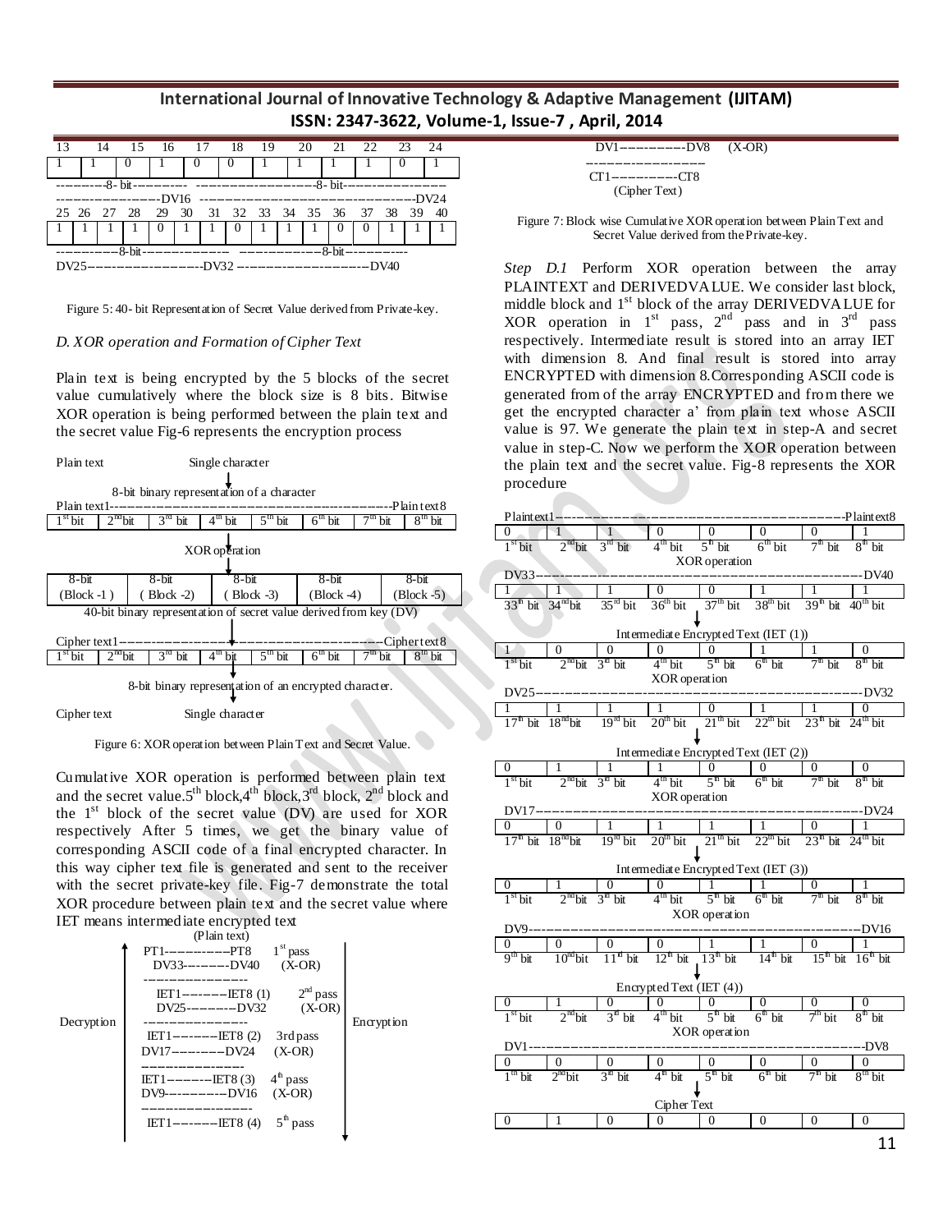| 13 | 14 | 15 | 16 | 17 | 18 | 19 | 20 | 21 | 22 | 23 | 24 |
|---|---|---|---|---|---|---|---|---|---|---|---|
| 1 | 1 | 0 | 1 | 0 | 0 | 1 | 1 | 1 | 1 | 0 | 1 |

---------8- bit---------- -------------------8- bit-----------------

-----------------DV16 ----------------------------------DV24

| 25 | 26 | 27 | 28 | 29 | 30 | 31 | 32 | 33 | 34 | 35 | 36 | 37 | 38 | 39 | 40 |
|---|---|---|---|---|---|---|---|---|---|---|---|---|---|---|---|
| 1 | 1 | 1 | 1 | 0 | 1 | 1 | 0 | 1 | 1 | 1 | 0 | 0 | 1 | 1 | 1 |

-----------8-bit--------------- -------------8-bit-----------

DV25-------------------DV32 ----------------------DV40

Figure 5: 40- bit Representation of Secret Value derived from Private-key.

### *D. XOR operation and Formation of Cipher Text*

Plain text is being encrypted by the 5 blocks of the secret value cumulatively where the block size is 8 bits. Bitwise XOR operation is being performed between the plain text and the secret value Fig-6 represents the encryption process

Plain text Single character

8-bit binary representation of a character

Plain text1----------------------------------------------------Plain text8

| 1st bit | 2nd bit | 3rd bit | 4th bit | 5th bit | 6th bit | 7th bit | 8th bit |
|---|---|---|---|---|---|---|---|

XOR operation

| 8-bit (Block -1) | 8-bit (Block -2) | 8-bit (Block -3) | 8-bit (Block -4) | 8-bit (Block -5) |
|---|---|---|---|---|

40-bit binary representation of secret value derived from key (DV)

Cipher text1----------------------------------------------------Cipher text8

| 1st bit | 2nd bit | 3rd bit | 4th bit | 5th bit | 6th bit | 7th bit | 8th bit |
|---|---|---|---|---|---|---|---|

8-bit binary representation of an encrypted character.

Cipher text Single character

Figure 6: XOR operation between Plain Text and Secret Value.

Cumulative XOR operation is performed between plain text and the secret value. 5th block, 4th block, 3rd block, 2nd block and the 1st block of the secret value (DV) are used for XOR respectively After 5 times, we get the binary value of corresponding ASCII code of a final encrypted character. In this way cipher text file is generated and sent to the receiver with the secret private-key file. Fig-7 demonstrate the total XOR procedure between plain text and the secret value where IET means intermediate encrypted text

```
                (Plain text)
            PT1-----------PT8        1st pass
             DV33---------DV40        (X-OR)
            ------------------
             IET1--------IET8 (1)     2nd pass
             DV25---------DV32        (X-OR)
Decryption  ------------------                    Encryption
            IET1--------IET8 (2)     3rd pass
            DV17---------DV24        (X-OR)
            ------------------
            IET1--------IET8 (3)     4th pass
            DV9-----------DV16       (X-OR)
            ------------------
            IET1--------IET8 (4)     5th pass
            DV1-----------DV8        (X-OR)
            ------------------
            CT1-----------CT8
              (Cipher Text)
```

Figure 7: Block wise Cumulative XOR operation between Plain Text and Secret Value derived from the Private-key.

*Step D.1* Perform XOR operation between the array PLAINTEXT and DERIVEDVALUE. We consider last block, middle block and 1st block of the array DERIVEDVALUE for XOR operation in 1st pass, 2nd pass and in 3rd pass respectively. Intermediate result is stored into an array IET with dimension 8. And final result is stored into array ENCRYPTED with dimension 8. Corresponding ASCII code is generated from of the array ENCRYPTED and from there we get the encrypted character a' from plain text whose ASCII value is 97. We generate the plain text in step-A and secret value in step-C. Now we perform the XOR operation between the plain text and the secret value. Fig-8 represents the XOR procedure

Plaintext1----------------------------------------------Plaintext8

| 0 | 1 | 1 | 0 | 0 | 0 | 0 | 1 |
|---|---|---|---|---|---|---|---|
| 1st bit | 2nd bit | 3rd bit | 4th bit | 5th bit | 6th bit | 7th bit | 8th bit |

XOR operation

DV33----------------------------------------------DV40

| 1 | 1 | 1 | 0 | 0 | 1 | 1 | 1 |
|---|---|---|---|---|---|---|---|
| 33th bit | 34nd bit | 35rd bit | 36th bit | 37th bit | 38th bit | 39th bit | 40th bit |

Intermediate Encrypted Text (IET (1))

| 1 | 0 | 0 | 0 | 0 | 1 | 1 | 0 |
|---|---|---|---|---|---|---|---|
| 1st bit | 2nd bit | 3rd bit | 4th bit | 5th bit | 6th bit | 7th bit | 8th bit |

XOR operation

DV25----------------------------------------------DV32

| 1 | 1 | 1 | 1 | 0 | 1 | 1 | 0 |
|---|---|---|---|---|---|---|---|
| 17th bit | 18nd bit | 19rd bit | 20th bit | 21th bit | 22th bit | 23th bit | 24th bit |

Intermediate Encrypted Text (IET (2))

| 0 | 1 | 1 | 1 | 0 | 0 | 0 | 0 |
|---|---|---|---|---|---|---|---|
| 1st bit | 2nd bit | 3rd bit | 4th bit | 5th bit | 6th bit | 7th bit | 8th bit |

XOR operation

DV17----------------------------------------------DV24

| 0 | 0 | 1 | 1 | 1 | 1 | 0 | 1 |
|---|---|---|---|---|---|---|---|
| 17th bit | 18nd bit | 19rd bit | 20th bit | 21th bit | 22th bit | 23th bit | 24th bit |

Intermediate Encrypted Text (IET (3))

| 0 | 1 | 0 | 0 | 1 | 1 | 0 | 1 |
|---|---|---|---|---|---|---|---|
| 1st bit | 2nd bit | 3rd bit | 4th bit | 5th bit | 6th bit | 7th bit | 8th bit |

XOR operation

DV9----------------------------------------------DV16

| 0 | 0 | 0 | 0 | 1 | 1 | 0 | 1 |
|---|---|---|---|---|---|---|---|
| 9th bit | 10th bit | 11rd bit | 12th bit | 13th bit | 14th bit | 15th bit | 16th bit |

Encrypted Text (IET (4))

| 0 | 1 | 0 | 0 | 0 | 0 | 0 | 0 |
|---|---|---|---|---|---|---|---|
| 1st bit | 2nd bit | 3rd bit | 4th bit | 5th bit | 6th bit | 7th bit | 8th bit |

XOR operation

DV1----------------------------------------------DV8

| 0 | 0 | 0 | 0 | 0 | 0 | 0 | 0 |
|---|---|---|---|---|---|---|---|
| 1th bit | 2nd bit | 3rd bit | 4th bit | 5th bit | 6th bit | 7th bit | 8th bit |

Cipher Text

| 0 | 1 | 0 | 0 | 0 | 0 | 0 | 0 |
|---|---|---|---|---|---|---|---|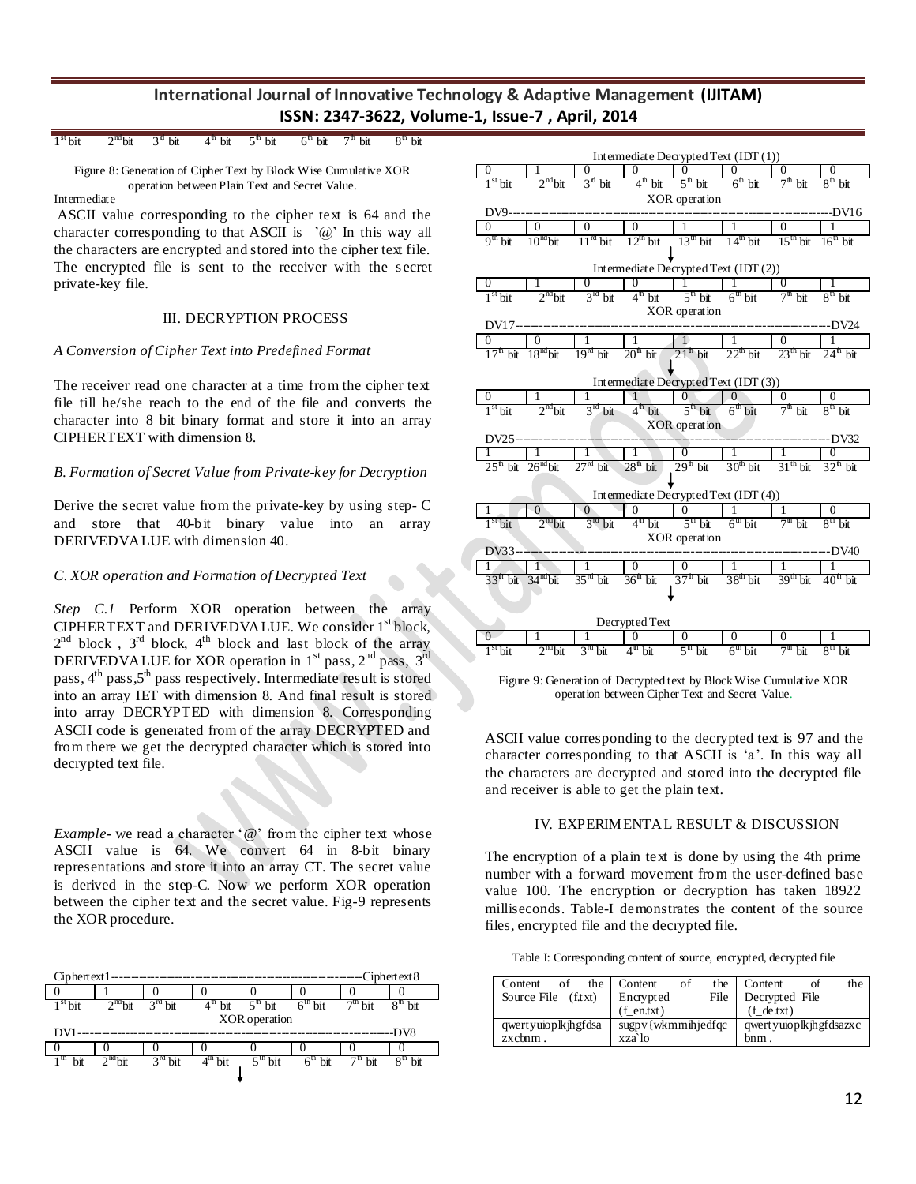| 1st bit | 2nd bit | 3rd bit | 4th bit | 5th bit | 6th bit | 7th bit | 8th bit |
|---|---|---|---|---|---|---|---|

Figure 8: Generation of Cipher Text by Block Wise Cumulative XOR operation between Plain Text and Secret Value.

Intermediate

ASCII value corresponding to the cipher text is 64 and the character corresponding to that ASCII is '@' In this way all the characters are encrypted and stored into the cipher text file. The encrypted file is sent to the receiver with the secret private-key file.

## III. DECRYPTION PROCESS

### *A Conversion of Cipher Text into Predefined Format*

The receiver read one character at a time from the cipher text file till he/she reach to the end of the file and converts the character into 8 bit binary format and store it into an array CIPHERTEXT with dimension 8.

### *B. Formation of Secret Value from Private-key for Decryption*

Derive the secret value from the private-key by using step- C and store that 40-bit binary value into an array DERIVEDVALUE with dimension 40.

### *C. XOR operation and Formation of Decrypted Text*

*Step C.1* Perform XOR operation between the array CIPHERTEXT and DERIVEDVALUE. We consider 1st block, 2nd block , 3rd block, 4th block and last block of the array DERIVEDVALUE for XOR operation in 1st pass, 2nd pass, 3rd pass, 4th pass, 5th pass respectively. Intermediate result is stored into an array IET with dimension 8. And final result is stored into array DECRYPTED with dimension 8. Corresponding ASCII code is generated from of the array DECRYPTED and from there we get the decrypted character which is stored into decrypted text file.

*Example*- we read a character '@' from the cipher text whose ASCII value is 64. We convert 64 in 8-bit binary representations and store it into an array CT. The secret value is derived in the step-C. Now we perform XOR operation between the cipher text and the secret value. Fig-9 represents the XOR procedure.

Ciphertext1 --- Ciphertext8

| 0 | 1 | 0 | 0 | 0 | 0 | 0 | 0 |
|---|---|---|---|---|---|---|---|
| 1st bit | 2nd bit | 3rd bit | 4th bit | 5th bit | 6th bit | 7th bit | 8th bit |

XOR operation

DV1 --- DV8

| 0 | 0 | 0 | 0 | 0 | 0 | 0 | 0 |
|---|---|---|---|---|---|---|---|
| 1th bit | 2nd bit | 3rd bit | 4th bit | 5th bit | 6th bit | 7th bit | 8th bit |

Intermediate Decrypted Text (IDT (1))

| 0 | 1 | 0 | 0 | 0 | 0 | 0 | 0 |
|---|---|---|---|---|---|---|---|
| 1st bit | 2nd bit | 3rd bit | 4th bit | 5th bit | 6th bit | 7th bit | 8th bit |

XOR operation

DV9 --- DV16

| 0 | 0 | 0 | 0 | 1 | 1 | 0 | 1 |
|---|---|---|---|---|---|---|---|
| 9th bit | 10th bit | 11th bit | 12th bit | 13th bit | 14th bit | 15th bit | 16th bit |

Intermediate Decrypted Text (IDT (2))

| 0 | 1 | 0 | 0 | 1 | 1 | 0 | 1 |
|---|---|---|---|---|---|---|---|
| 1st bit | 2nd bit | 3rd bit | 4th bit | 5th bit | 6th bit | 7th bit | 8th bit |

XOR operation

DV17 --- DV24

| 0 | 0 | 1 | 1 | 1 | 1 | 0 | 1 |
|---|---|---|---|---|---|---|---|
| 17th bit | 18th bit | 19th bit | 20th bit | 21th bit | 22th bit | 23th bit | 24th bit |

Intermediate Decrypted Text (IDT (3))

| 0 | 1 | 1 | 1 | 0 | 0 | 0 | 0 |
|---|---|---|---|---|---|---|---|
| 1st bit | 2nd bit | 3rd bit | 4th bit | 5th bit | 6th bit | 7th bit | 8th bit |

XOR operation

DV25 --- DV32

| 1 | 1 | 1 | 1 | 0 | 1 | 1 | 0 |
|---|---|---|---|---|---|---|---|
| 25th bit | 26th bit | 27th bit | 28th bit | 29th bit | 30th bit | 31th bit | 32th bit |

Intermediate Decrypted Text (IDT (4))

| 1 | 0 | 0 | 0 | 0 | 1 | 1 | 0 |
|---|---|---|---|---|---|---|---|
| 1st bit | 2nd bit | 3rd bit | 4th bit | 5th bit | 6th bit | 7th bit | 8th bit |

XOR operation

DV33 --- DV40

| 1 | 1 | 1 | 0 | 0 | 1 | 1 | 1 |
|---|---|---|---|---|---|---|---|
| 33th bit | 34th bit | 35th bit | 36th bit | 37th bit | 38th bit | 39th bit | 40th bit |

Decrypted Text

| 0 | 1 | 1 | 0 | 0 | 0 | 0 | 1 |
|---|---|---|---|---|---|---|---|
| 1st bit | 2nd bit | 3rd bit | 4th bit | 5th bit | 6th bit | 7th bit | 8th bit |

Figure 9: Generation of Decrypted text by Block Wise Cumulative XOR operation between Cipher Text and Secret Value.

ASCII value corresponding to the decrypted text is 97 and the character corresponding to that ASCII is 'a'. In this way all the characters are decrypted and stored into the decrypted file and receiver is able to get the plain text.

## IV. EXPERIMENTAL RESULT & DISCUSSION

The encryption of a plain text is done by using the 4th prime number with a forward movement from the user-defined base value 100. The encryption or decryption has taken 18922 milliseconds. Table-I demonstrates the content of the source files, encrypted file and the decrypted file.

Table I: Corresponding content of source, encrypted, decrypted file

| Content of the Source File (f.txt) | Content of the Encrypted File (f_en.txt) | Content of the Decrypted File (f_de.txt) |
|---|---|---|
| qwertyuioplkjhgfdsa zxcbnm . | sugpv{wkmmihjedfqc xza`lo | qwertyuioplkjhgfdsazxc bnm . |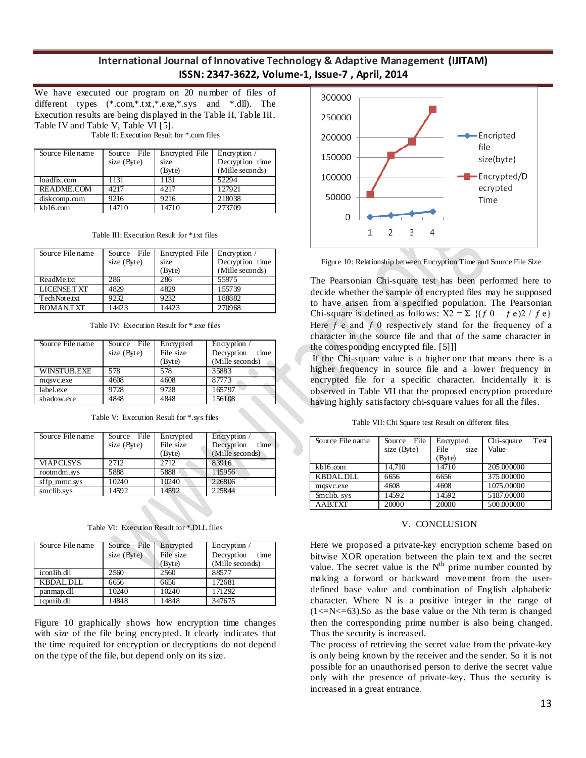We have executed our program on 20 number of files of different types (*.com,*.txt,*.exe,*.sys and *.dll). The Execution results are being displayed in the Table II, Table III, Table IV and Table V, Table VI [5].

Table II: Execution Result for *.com files

| Source File name | Source File size (Byte) | Encrypted File size (Byte) | Encryption / Decryption time (Mille seconds) |
|---|---|---|---|
| loadfix.com | 1131 | 1131 | 52294 |
| README.COM | 4217 | 4217 | 127921 |
| diskcomp.com | 9216 | 9216 | 218038 |
| kb16.com | 14710 | 14710 | 273709 |

Table III: Execution Result for *.txt files

| Source File name | Source File size (Byte) | Encrypted File size (Byte) | Encryption / Decryption time (Mille seconds) |
|---|---|---|---|
| ReadMe.txt | 286 | 286 | 55975 |
| LICENSE.TXT | 4829 | 4829 | 155739 |
| TechNote.txt | 9232 | 9232 | 188882 |
| ROMAN.TXT | 14423 | 14423 | 270968 |

Table IV: Execution Result for *.exe files

| Source File name | Source File size (Byte) | Encrypted File size (Byte) | Encryption / Decryption time (Mille seconds) |
|---|---|---|---|
| WINSTUB.EXE | 578 | 578 | 35883 |
| mqsvc.exe | 4608 | 4608 | 87773 |
| label.exe | 9728 | 9728 | 165797 |
| shadow.exe | 4848 | 4848 | 156108 |

Table V: Execution Result for *.sys files

| Source File name | Source File size (Byte) | Encrypted File size (Byte) | Encryption / Decryption time (Mille seconds) |
|---|---|---|---|
| VIAPCI.SYS | 2712 | 2712 | 83916 |
| rootmdm.sys | 5888 | 5888 | 115956 |
| sffp_mmc.sys | 10240 | 10240 | 226806 |
| smclib.sys | 14592 | 14592 | 225844 |

Table VI: Execution Result for *.DLL files

| Source File name | Source File size (Byte) | Encrypted File size (Byte) | Encryption / Decryption time (Mille seconds) |
|---|---|---|---|
| iconlib.dll | 2560 | 2560 | 88577 |
| KBDAL.DLL | 6656 | 6656 | 172681 |
| panmap.dll | 10240 | 10240 | 171292 |
| tcpmib.dll | 14848 | 14848 | 347675 |

Figure 10 graphically shows how encryption time changes with size of the file being encrypted. It clearly indicates that the time required for encryption or decryptions do not depend on the type of the file, but depend only on its size.

Figure 10: Relationship between Encryption Time and Source File Size

The Pearsonian Chi-square test has been performed here to decide whether the sample of encrypted files may be supposed to have arisen from a specified population. The Pearsonian Chi-square is defined as follows: $X2 = \Sigma \{(f\,0 - f\,e)2 / f\,e\}$ Here $f$ e and $f$ 0 respectively stand for the frequency of a character in the source file and that of the same character in the corresponding encrypted file. [5]]

If the Chi-square value is a higher one that means there is a higher frequency in source file and a lower frequency in encrypted file for a specific character. Incidentally it is observed in Table VII that the proposed encryption procedure having highly satisfactory chi-square values for all the files.

Table VII: Chi Square test Result on different files.

| Source File name | Source File size (Byte) | Encrypted File size (Byte) | Chi-square Test Value |
|---|---|---|---|
| kb16.com | 14,710 | 14710 | 205.000000 |
| KBDAL.DLL | 6656 | 6656 | 375.000000 |
| mqsvc.exe | 4608 | 4608 | 1075.00000 |
| Smclib. sys | 14592 | 14592 | 5187.00000 |
| AAB.TXT | 20000 | 20000 | 500.000000 |

## V. CONCLUSION

Here we proposed a private-key encryption scheme based on bitwise XOR operation between the plain text and the secret value. The secret value is the $N^{th}$ prime number counted by making a forward or backward movement from the user-defined base value and combination of English alphabetic character. Where N is a positive integer in the range of (1<=N<=63).So as the base value or the Nth term is changed then the corresponding prime number is also being changed. Thus the security is increased.

The process of retrieving the secret value from the private-key is only being known by the receiver and the sender. So it is not possible for an unauthorised person to derive the secret value only with the presence of private-key. Thus the security is increased in a great entrance.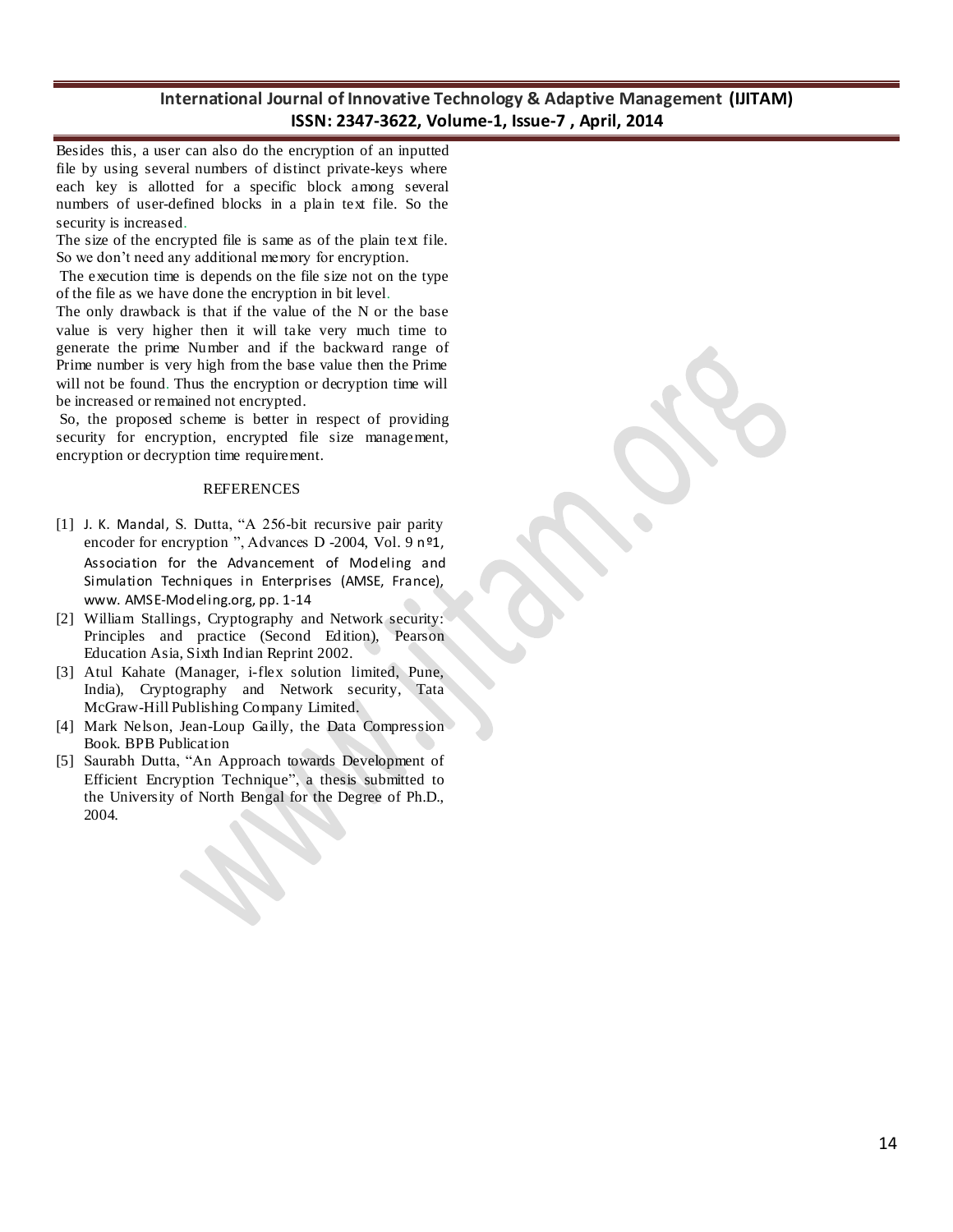Besides this, a user can also do the encryption of an inputted file by using several numbers of distinct private-keys where each key is allotted for a specific block among several numbers of user-defined blocks in a plain text file. So the security is increased.

The size of the encrypted file is same as of the plain text file. So we don't need any additional memory for encryption.

The execution time is depends on the file size not on the type of the file as we have done the encryption in bit level.

The only drawback is that if the value of the N or the base value is very higher then it will take very much time to generate the prime Number and if the backward range of Prime number is very high from the base value then the Prime will not be found. Thus the encryption or decryption time will be increased or remained not encrypted.

So, the proposed scheme is better in respect of providing security for encryption, encrypted file size management, encryption or decryption time requirement.

## REFERENCES

[1] J. K. Mandal, S. Dutta, "A 256-bit recursive pair parity encoder for encryption ", Advances D -2004, Vol. 9 nº1, Association for the Advancement of Modeling and Simulation Techniques in Enterprises (AMSE, France), www. AMSE-Modeling.org, pp. 1-14

[2] William Stallings, Cryptography and Network security: Principles and practice (Second Edition), Pearson Education Asia, Sixth Indian Reprint 2002.

[3] Atul Kahate (Manager, i-flex solution limited, Pune, India), Cryptography and Network security, Tata McGraw-Hill Publishing Company Limited.

[4] Mark Nelson, Jean-Loup Gailly, the Data Compression Book. BPB Publication

[5] Saurabh Dutta, "An Approach towards Development of Efficient Encryption Technique", a thesis submitted to the University of North Bengal for the Degree of Ph.D., 2004.